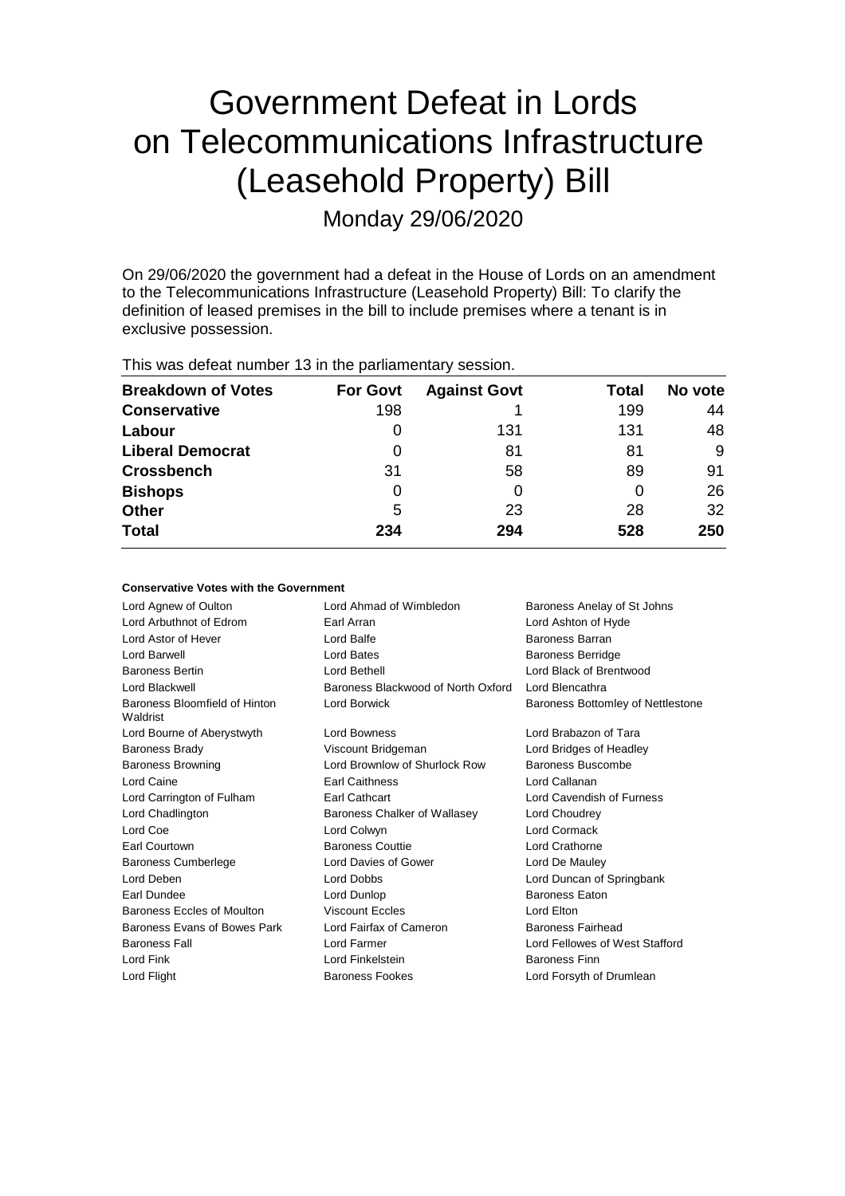# Government Defeat in Lords on Telecommunications Infrastructure (Leasehold Property) Bill

Monday 29/06/2020

On 29/06/2020 the government had a defeat in the House of Lords on an amendment to the Telecommunications Infrastructure (Leasehold Property) Bill: To clarify the definition of leased premises in the bill to include premises where a tenant is in exclusive possession.

This was defeat number 13 in the parliamentary session.

| Breakdown of Votes | For Govt | Against Govt | Total | No vote |
|---|---|---|---|---|
| **Conservative** | 198 | 1 | 199 | 44 |
| **Labour** | 0 | 131 | 131 | 48 |
| **Liberal Democrat** | 0 | 81 | 81 | 9 |
| **Crossbench** | 31 | 58 | 89 | 91 |
| **Bishops** | 0 | 0 | 0 | 26 |
| **Other** | 5 | 23 | 28 | 32 |
| **Total** | **234** | **294** | **528** | **250** |

**Conservative Votes with the Government**

| | | |
|---|---|---|
| Lord Agnew of Oulton | Lord Ahmad of Wimbledon | Baroness Anelay of St Johns |
| Lord Arbuthnot of Edrom | Earl Arran | Lord Ashton of Hyde |
| Lord Astor of Hever | Lord Balfe | Baroness Barran |
| Lord Barwell | Lord Bates | Baroness Berridge |
| Baroness Bertin | Lord Bethell | Lord Black of Brentwood |
| Lord Blackwell | Baroness Blackwood of North Oxford | Lord Blencathra |
| Baroness Bloomfield of Hinton Waldrist | Lord Borwick | Baroness Bottomley of Nettlestone |
| Lord Bourne of Aberystwyth | Lord Bowness | Lord Brabazon of Tara |
| Baroness Brady | Viscount Bridgeman | Lord Bridges of Headley |
| Baroness Browning | Lord Brownlow of Shurlock Row | Baroness Buscombe |
| Lord Caine | Earl Caithness | Lord Callanan |
| Lord Carrington of Fulham | Earl Cathcart | Lord Cavendish of Furness |
| Lord Chadlington | Baroness Chalker of Wallasey | Lord Choudrey |
| Lord Coe | Lord Colwyn | Lord Cormack |
| Earl Courtown | Baroness Couttie | Lord Crathorne |
| Baroness Cumberlege | Lord Davies of Gower | Lord De Mauley |
| Lord Deben | Lord Dobbs | Lord Duncan of Springbank |
| Earl Dundee | Lord Dunlop | Baroness Eaton |
| Baroness Eccles of Moulton | Viscount Eccles | Lord Elton |
| Baroness Evans of Bowes Park | Lord Fairfax of Cameron | Baroness Fairhead |
| Baroness Fall | Lord Farmer | Lord Fellowes of West Stafford |
| Lord Fink | Lord Finkelstein | Baroness Finn |
| Lord Flight | Baroness Fookes | Lord Forsyth of Drumlean |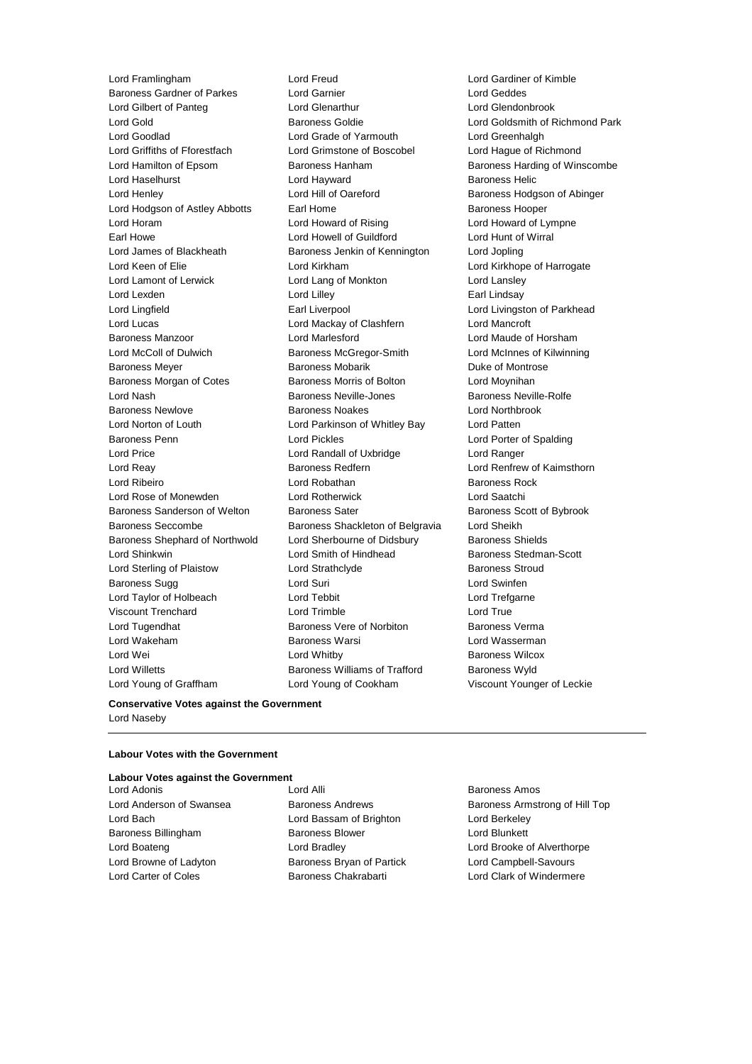Lord Framlingham
Lord Freud
Lord Gardiner of Kimble
Baroness Gardner of Parkes
Lord Garnier
Lord Geddes
Lord Gilbert of Panteg
Lord Glenarthur
Lord Glendonbrook
Lord Gold
Baroness Goldie
Lord Goldsmith of Richmond Park
Lord Goodlad
Lord Grade of Yarmouth
Lord Greenhalgh
Lord Griffiths of Fforestfach
Lord Grimstone of Boscobel
Lord Hague of Richmond
Lord Hamilton of Epsom
Baroness Hanham
Baroness Harding of Winscombe
Lord Haselhurst
Lord Hayward
Baroness Helic
Lord Henley
Lord Hill of Oareford
Baroness Hodgson of Abinger
Lord Hodgson of Astley Abbotts
Earl Home
Baroness Hooper
Lord Horam
Lord Howard of Rising
Lord Howard of Lympne
Earl Howe
Lord Howell of Guildford
Lord Hunt of Wirral
Lord James of Blackheath
Baroness Jenkin of Kennington
Lord Jopling
Lord Keen of Elie
Lord Kirkham
Lord Kirkhope of Harrogate
Lord Lamont of Lerwick
Lord Lang of Monkton
Lord Lansley
Lord Lexden
Lord Lilley
Earl Lindsay
Lord Lingfield
Earl Liverpool
Lord Livingston of Parkhead
Lord Lucas
Lord Mackay of Clashfern
Lord Mancroft
Baroness Manzoor
Lord Marlesford
Lord Maude of Horsham
Lord McColl of Dulwich
Baroness McGregor-Smith
Lord McInnes of Kilwinning
Baroness Meyer
Baroness Mobarik
Duke of Montrose
Baroness Morgan of Cotes
Baroness Morris of Bolton
Lord Moynihan
Lord Nash
Baroness Neville-Jones
Baroness Neville-Rolfe
Baroness Newlove
Baroness Noakes
Lord Northbrook
Lord Norton of Louth
Lord Parkinson of Whitley Bay
Lord Patten
Baroness Penn
Lord Pickles
Lord Porter of Spalding
Lord Price
Lord Randall of Uxbridge
Lord Ranger
Lord Reay
Baroness Redfern
Lord Renfrew of Kaimsthorn
Lord Ribeiro
Lord Robathan
Baroness Rock
Lord Rose of Monewden
Lord Rotherwick
Lord Saatchi
Baroness Sanderson of Welton
Baroness Sater
Baroness Scott of Bybrook
Baroness Seccombe
Baroness Shackleton of Belgravia
Lord Sheikh
Baroness Shephard of Northwold
Lord Sherbourne of Didsbury
Baroness Shields
Lord Shinkwin
Lord Smith of Hindhead
Baroness Stedman-Scott
Lord Sterling of Plaistow
Lord Strathclyde
Baroness Stroud
Baroness Sugg
Lord Suri
Lord Swinfen
Lord Taylor of Holbeach
Lord Tebbit
Lord Trefgarne
Viscount Trenchard
Lord Trimble
Lord True
Lord Tugendhat
Baroness Vere of Norbiton
Baroness Verma
Lord Wakeham
Baroness Warsi
Lord Wasserman
Lord Wei
Lord Whitby
Baroness Wilcox
Lord Willetts
Baroness Williams of Trafford
Baroness Wyld
Lord Young of Graffham
Lord Young of Cookham
Viscount Younger of Leckie

**Conservative Votes against the Government**

Lord Naseby

---

**Labour Votes with the Government**

**Labour Votes against the Government**

Lord Adonis
Lord Alli
Baroness Amos
Lord Anderson of Swansea
Baroness Andrews
Baroness Armstrong of Hill Top
Lord Bach
Lord Bassam of Brighton
Lord Berkeley
Baroness Billingham
Baroness Blower
Lord Blunkett
Lord Boateng
Lord Bradley
Lord Brooke of Alverthorpe
Lord Browne of Ladyton
Baroness Bryan of Partick
Lord Campbell-Savours
Lord Carter of Coles
Baroness Chakrabarti
Lord Clark of Windermere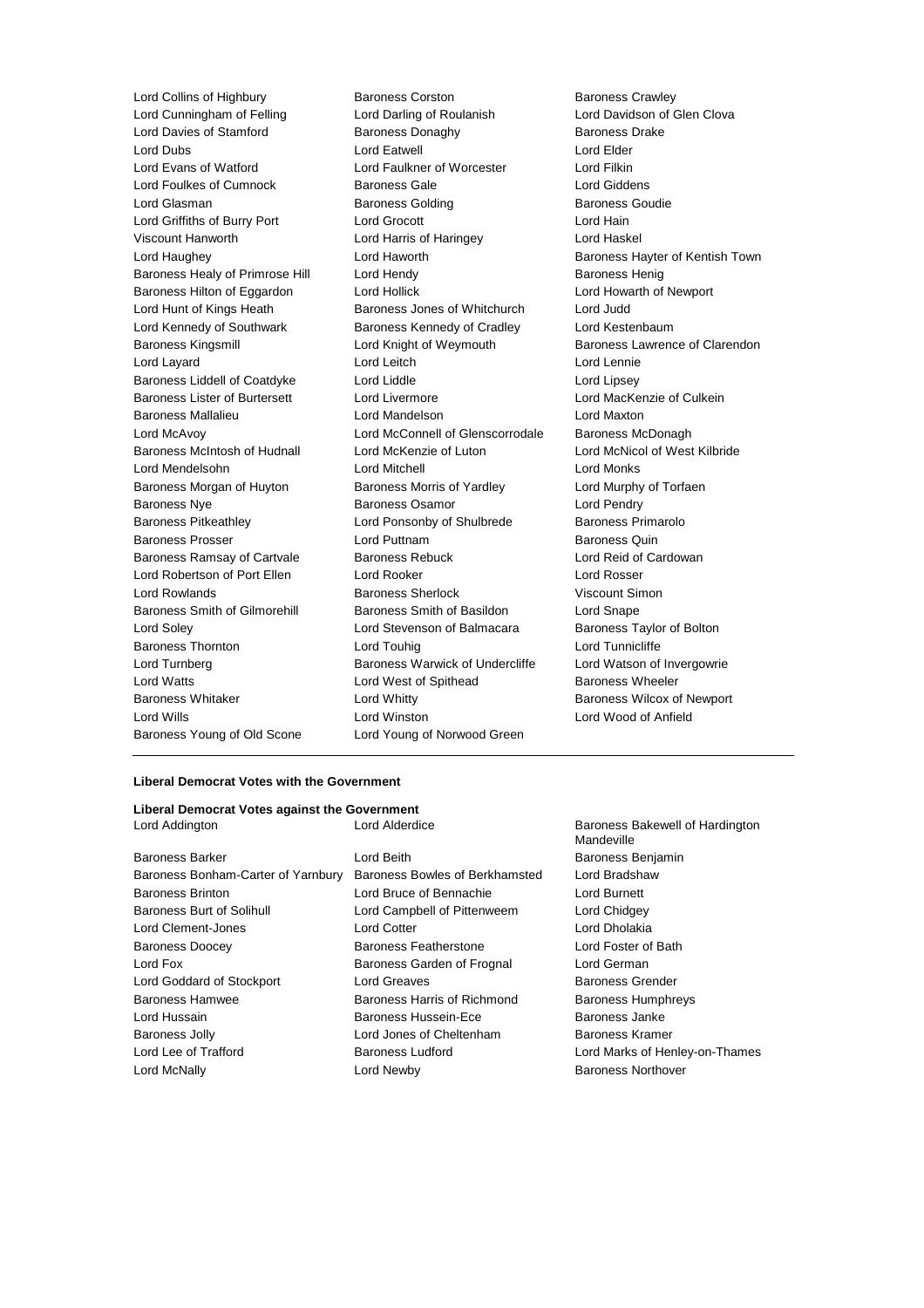Lord Collins of Highbury
Baroness Corston
Baroness Crawley
Lord Cunningham of Felling
Lord Darling of Roulanish
Lord Davidson of Glen Clova
Lord Davies of Stamford
Baroness Donaghy
Baroness Drake
Lord Dubs
Lord Eatwell
Lord Elder
Lord Evans of Watford
Lord Faulkner of Worcester
Lord Filkin
Lord Foulkes of Cumnock
Baroness Gale
Lord Giddens
Lord Glasman
Baroness Golding
Baroness Goudie
Lord Griffiths of Burry Port
Lord Grocott
Lord Hain
Viscount Hanworth
Lord Harris of Haringey
Lord Haskel
Lord Haughey
Lord Haworth
Baroness Hayter of Kentish Town
Baroness Healy of Primrose Hill
Lord Hendy
Baroness Henig
Baroness Hilton of Eggardon
Lord Hollick
Lord Howarth of Newport
Lord Hunt of Kings Heath
Baroness Jones of Whitchurch
Lord Judd
Lord Kennedy of Southwark
Baroness Kennedy of Cradley
Lord Kestenbaum
Baroness Kingsmill
Lord Knight of Weymouth
Baroness Lawrence of Clarendon
Lord Layard
Lord Leitch
Lord Lennie
Baroness Liddell of Coatdyke
Lord Liddle
Lord Lipsey
Baroness Lister of Burtersett
Lord Livermore
Lord MacKenzie of Culkein
Baroness Mallalieu
Lord Mandelson
Lord Maxton
Lord McAvoy
Lord McConnell of Glenscorrodale
Baroness McDonagh
Baroness McIntosh of Hudnall
Lord McKenzie of Luton
Lord McNicol of West Kilbride
Lord Mendelsohn
Lord Mitchell
Lord Monks
Baroness Morgan of Huyton
Baroness Morris of Yardley
Lord Murphy of Torfaen
Baroness Nye
Baroness Osamor
Lord Pendry
Baroness Pitkeathley
Lord Ponsonby of Shulbrede
Baroness Primarolo
Baroness Prosser
Lord Puttnam
Baroness Quin
Baroness Ramsay of Cartvale
Baroness Rebuck
Lord Reid of Cardowan
Lord Robertson of Port Ellen
Lord Rooker
Lord Rosser
Lord Rowlands
Baroness Sherlock
Viscount Simon
Baroness Smith of Gilmorehill
Baroness Smith of Basildon
Lord Snape
Lord Soley
Lord Stevenson of Balmacara
Baroness Taylor of Bolton
Baroness Thornton
Lord Touhig
Lord Tunnicliffe
Lord Turnberg
Baroness Warwick of Undercliffe
Lord Watson of Invergowrie
Lord Watts
Lord West of Spithead
Baroness Wheeler
Baroness Whitaker
Lord Whitty
Baroness Wilcox of Newport
Lord Wills
Lord Winston
Lord Wood of Anfield
Baroness Young of Old Scone
Lord Young of Norwood Green

---

**Liberal Democrat Votes with the Government**

**Liberal Democrat Votes against the Government**

Lord Addington
Lord Alderdice
Baroness Bakewell of Hardington Mandeville
Baroness Barker
Lord Beith
Baroness Benjamin
Baroness Bonham-Carter of Yarnbury
Baroness Bowles of Berkhamsted
Lord Bradshaw
Baroness Brinton
Lord Bruce of Bennachie
Lord Burnett
Baroness Burt of Solihull
Lord Campbell of Pittenweem
Lord Chidgey
Lord Clement-Jones
Lord Cotter
Lord Dholakia
Baroness Doocey
Baroness Featherstone
Lord Foster of Bath
Lord Fox
Baroness Garden of Frognal
Lord German
Lord Goddard of Stockport
Lord Greaves
Baroness Grender
Baroness Hamwee
Baroness Harris of Richmond
Baroness Humphreys
Lord Hussain
Baroness Hussein-Ece
Baroness Janke
Baroness Jolly
Lord Jones of Cheltenham
Baroness Kramer
Lord Lee of Trafford
Baroness Ludford
Lord Marks of Henley-on-Thames
Lord McNally
Lord Newby
Baroness Northover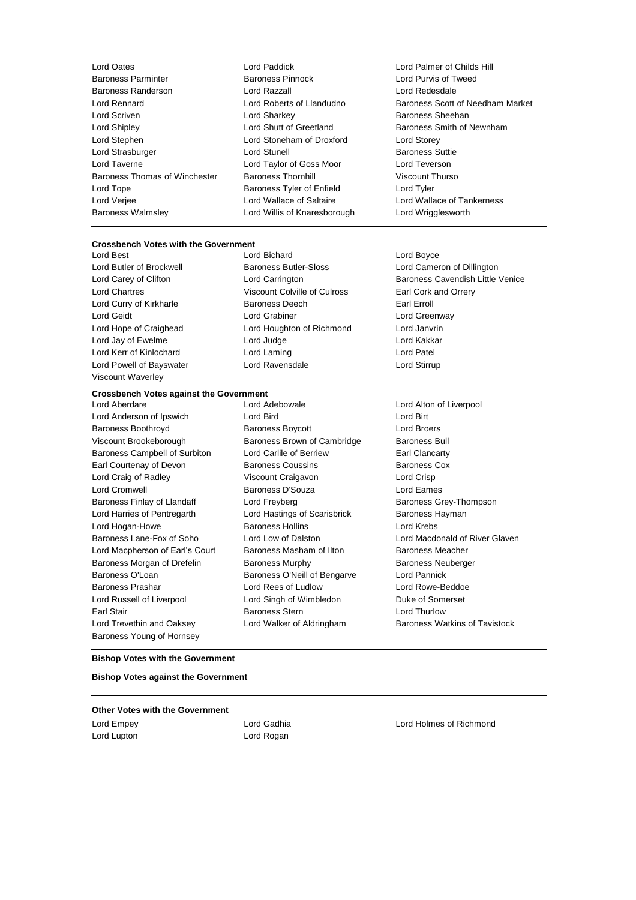Lord Oates
Lord Paddick
Lord Palmer of Childs Hill
Baroness Parminter
Baroness Pinnock
Lord Purvis of Tweed
Baroness Randerson
Lord Razzall
Lord Redesdale
Lord Rennard
Lord Roberts of Llandudno
Baroness Scott of Needham Market
Lord Scriven
Lord Sharkey
Baroness Sheehan
Lord Shipley
Lord Shutt of Greetland
Baroness Smith of Newnham
Lord Stephen
Lord Stoneham of Droxford
Lord Storey
Lord Strasburger
Lord Stunell
Baroness Suttie
Lord Taverne
Lord Taylor of Goss Moor
Lord Teverson
Baroness Thomas of Winchester
Baroness Thornhill
Viscount Thurso
Lord Tope
Baroness Tyler of Enfield
Lord Tyler
Lord Verjee
Lord Wallace of Saltaire
Lord Wallace of Tankerness
Baroness Walmsley
Lord Willis of Knaresborough
Lord Wrigglesworth

---

**Crossbench Votes with the Government**

Lord Best
Lord Bichard
Lord Boyce
Lord Butler of Brockwell
Baroness Butler-Sloss
Lord Cameron of Dillington
Lord Carey of Clifton
Lord Carrington
Baroness Cavendish Little Venice
Lord Chartres
Viscount Colville of Culross
Earl Cork and Orrery
Lord Curry of Kirkharle
Baroness Deech
Earl Erroll
Lord Geidt
Lord Grabiner
Lord Greenway
Lord Hope of Craighead
Lord Houghton of Richmond
Lord Janvrin
Lord Jay of Ewelme
Lord Judge
Lord Kakkar
Lord Kerr of Kinlochard
Lord Laming
Lord Patel
Lord Powell of Bayswater
Lord Ravensdale
Lord Stirrup
Viscount Waverley

**Crossbench Votes against the Government**

Lord Aberdare
Lord Adebowale
Lord Alton of Liverpool
Lord Anderson of Ipswich
Lord Bird
Lord Birt
Baroness Boothroyd
Baroness Boycott
Lord Broers
Viscount Brookeborough
Baroness Brown of Cambridge
Baroness Bull
Baroness Campbell of Surbiton
Lord Carlile of Berriew
Earl Clancarty
Earl Courtenay of Devon
Baroness Coussins
Baroness Cox
Lord Craig of Radley
Viscount Craigavon
Lord Crisp
Lord Cromwell
Baroness D'Souza
Lord Eames
Baroness Finlay of Llandaff
Lord Freyberg
Baroness Grey-Thompson
Lord Harries of Pentregarth
Lord Hastings of Scarisbrick
Baroness Hayman
Lord Hogan-Howe
Baroness Hollins
Lord Krebs
Baroness Lane-Fox of Soho
Lord Low of Dalston
Lord Macdonald of River Glaven
Lord Macpherson of Earl's Court
Baroness Masham of Ilton
Baroness Meacher
Baroness Morgan of Drefelin
Baroness Murphy
Baroness Neuberger
Baroness O'Loan
Baroness O'Neill of Bengarve
Lord Pannick
Baroness Prashar
Lord Rees of Ludlow
Lord Rowe-Beddoe
Lord Russell of Liverpool
Lord Singh of Wimbledon
Duke of Somerset
Earl Stair
Baroness Stern
Lord Thurlow
Lord Trevethin and Oaksey
Lord Walker of Aldringham
Baroness Watkins of Tavistock
Baroness Young of Hornsey

---

**Bishop Votes with the Government**

**Bishop Votes against the Government**

---

**Other Votes with the Government**

Lord Empey
Lord Gadhia
Lord Holmes of Richmond
Lord Lupton
Lord Rogan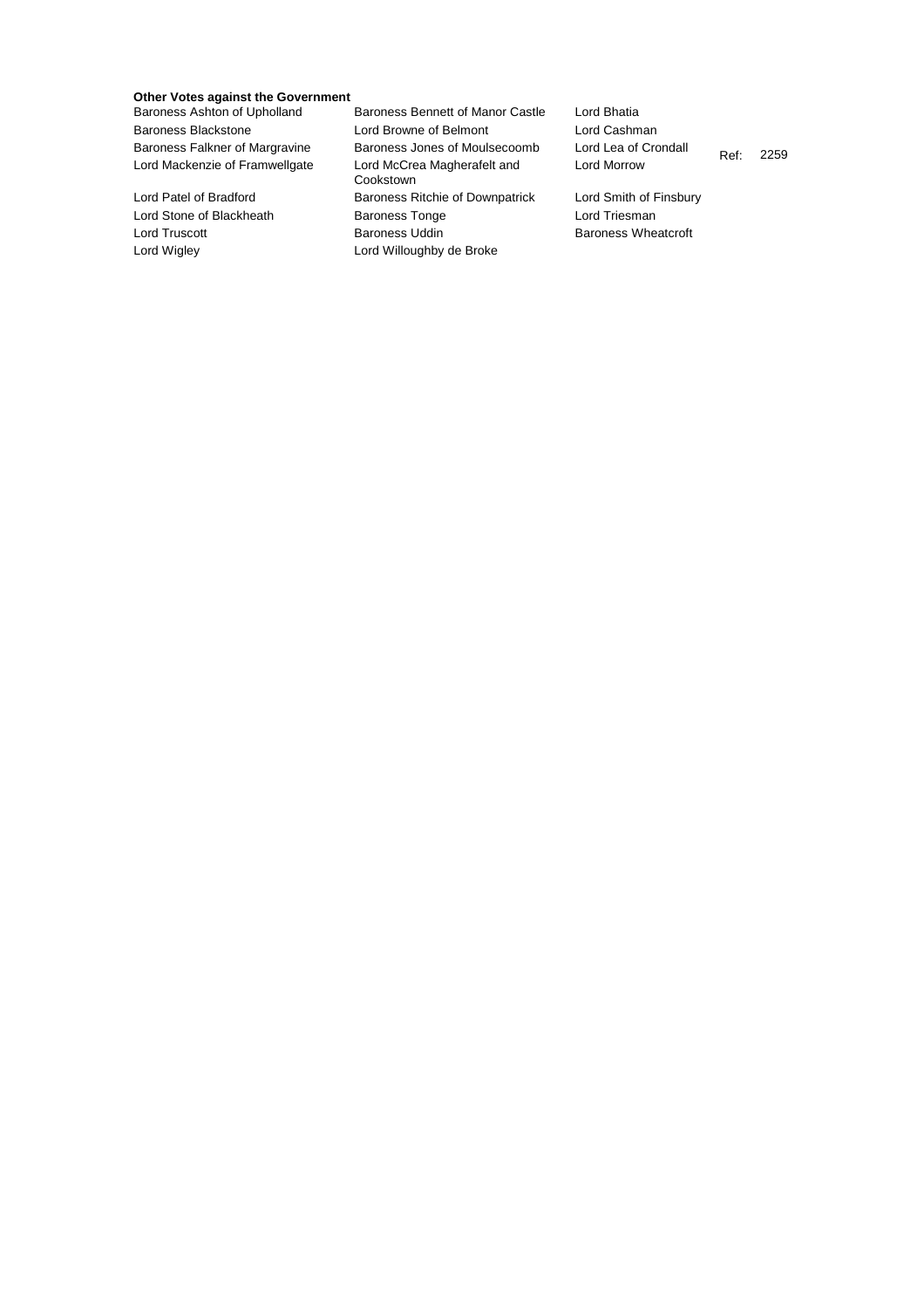**Other Votes against the Government**

Baroness Ashton of Upholland
Baroness Bennett of Manor Castle
Lord Bhatia
Baroness Blackstone
Lord Browne of Belmont
Lord Cashman
Baroness Falkner of Margravine
Baroness Jones of Moulsecoomb
Lord Lea of Crondall
Lord Mackenzie of Framwellgate
Lord McCrea Magherafelt and Cookstown
Lord Morrow
Lord Patel of Bradford
Baroness Ritchie of Downpatrick
Lord Smith of Finsbury
Lord Stone of Blackheath
Baroness Tonge
Lord Triesman
Lord Truscott
Baroness Uddin
Baroness Wheatcroft
Lord Wigley
Lord Willoughby de Broke

Ref: 2259